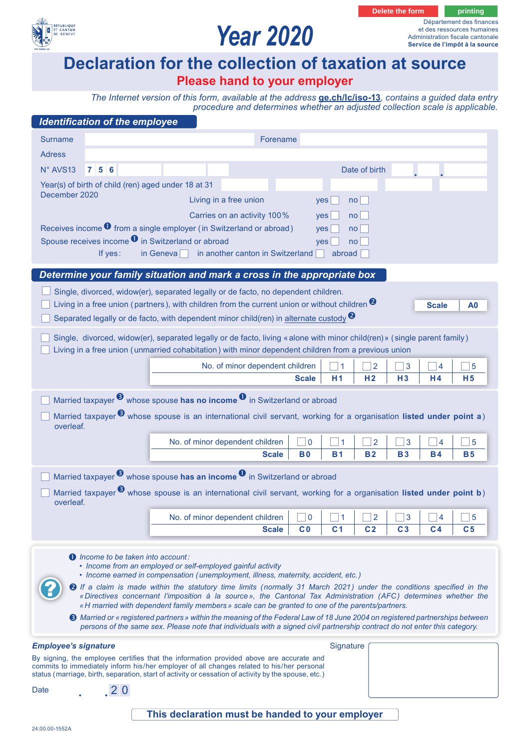Delete the form | printing

République et Canton de Genève

# Year 2020

Département des finances et des ressources humaines
Administration fiscale cantonale
**Service de l'impôt à la source**

# Declaration for the collection of taxation at source

## Please hand to your employer

*The Internet version of this form, available at the address* **ge.ch/lc/iso-13**, *contains a guided data entry procedure and determines whether an adjusted collection scale is applicable.*

## Identification of the employee

Surname ____ Forename ____

Adress ____

N° AVS13 7 5 6 ____ Date of birth ____

Year(s) of birth of child (ren) aged under 18 at 31 December 2020 ____

Living in a free union yes ☐ no ☐

Carries on an activity 100% yes ☐ no ☐

Receives income [1] from a single employer (in Switzerland or abroad) yes ☐ no ☐

Spouse receives income [1] in Switzerland or abroad yes ☐ no ☐

If yes: in Geneva ☐ in another canton in Switzerland ☐ abroad ☐

## Determine your family situation and mark a cross in the appropriate box

☐ Single, divorced, widow(er), separated legally or de facto, no dependent children.

☐ Living in a free union (partners), with children from the current union or without children [2]

☐ Separated legally or de facto, with dependent minor child(ren) in alternate custody [2]

| Scale | A0 |
|---|---|

☐ Single, divorced, widow(er), separated legally or de facto, living «alone with minor child(ren)» (single parent family)

☐ Living in a free union (unmarried cohabitation) with minor dependent children from a previous union

| No. of minor dependent children | ☐ 1 | ☐ 2 | ☐ 3 | ☐ 4 | ☐ 5 |
|---|---|---|---|---|---|
| **Scale** | **H1** | **H2** | **H3** | **H4** | **H5** |

☐ Married taxpayer [3] whose spouse **has no income** [1] in Switzerland or abroad

☐ Married taxpayer [3] whose spouse is an international civil servant, working for a organisation **listed under point a)** overleaf.

| No. of minor dependent children | ☐ 0 | ☐ 1 | ☐ 2 | ☐ 3 | ☐ 4 | ☐ 5 |
|---|---|---|---|---|---|---|
| **Scale** | **B0** | **B1** | **B2** | **B3** | **B4** | **B5** |

☐ Married taxpayer [3] whose spouse **has an income** [1] in Switzerland or abroad

☐ Married taxpayer [3] whose spouse is an international civil servant, working for a organisation **listed under point b)** overleaf.

| No. of minor dependent children | ☐ 0 | ☐ 1 | ☐ 2 | ☐ 3 | ☐ 4 | ☐ 5 |
|---|---|---|---|---|---|---|
| **Scale** | **C0** | **C1** | **C2** | **C3** | **C4** | **C5** |

---

[1] *Income to be taken into account:*
- *Income from an employed or self-employed gainful activity*
- *Income earned in compensation (unemployment, illness, maternity, accident, etc.)*

[2] *If a claim is made within the statutory time limits (normally 31 March 2021) under the conditions specified in the «Directives concernant l'imposition à la source», the Cantonal Tax Administration (AFC) determines whether the «H married with dependent family members» scale can be granted to one of the parents/partners.*

[3] *Married or «registered partners» within the meaning of the Federal Law of 18 June 2004 on registered partnerships between persons of the same sex. Please note that individuals with a signed civil partnership contract do not enter this category.*

### Employee's signature

By signing, the employee certifies that the information provided above are accurate and commits to immediately inform his/her employer of all changes related to his/her personal status (marriage, birth, separation, start of activity or cessation of activity by the spouse, etc.)

Date ___ . ___ . 20 ___

Signature ____

**This declaration must be handed to your employer**

24.00.00-1552A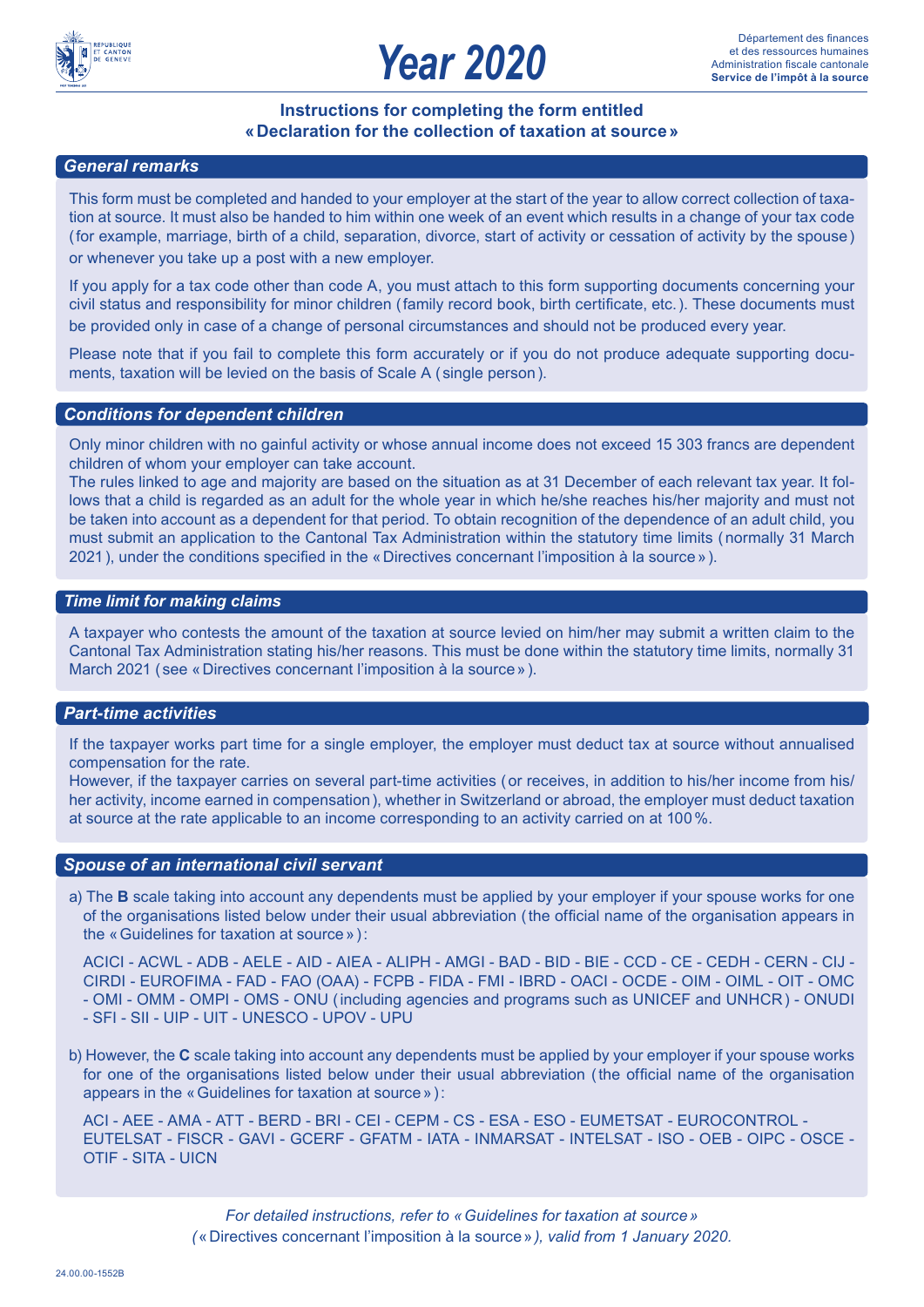# Year 2020

Département des finances
et des ressources humaines
Administration fiscale cantonale
**Service de l'impôt à la source**

## Instructions for completing the form entitled « Declaration for the collection of taxation at source »

### *General remarks*

This form must be completed and handed to your employer at the start of the year to allow correct collection of taxation at source. It must also be handed to him within one week of an event which results in a change of your tax code (for example, marriage, birth of a child, separation, divorce, start of activity or cessation of activity by the spouse) or whenever you take up a post with a new employer.

If you apply for a tax code other than code A, you must attach to this form supporting documents concerning your civil status and responsibility for minor children (family record book, birth certificate, etc.). These documents must be provided only in case of a change of personal circumstances and should not be produced every year.

Please note that if you fail to complete this form accurately or if you do not produce adequate supporting documents, taxation will be levied on the basis of Scale A (single person).

### *Conditions for dependent children*

Only minor children with no gainful activity or whose annual income does not exceed 15 303 francs are dependent children of whom your employer can take account.
The rules linked to age and majority are based on the situation as at 31 December of each relevant tax year. It follows that a child is regarded as an adult for the whole year in which he/she reaches his/her majority and must not be taken into account as a dependent for that period. To obtain recognition of the dependence of an adult child, you must submit an application to the Cantonal Tax Administration within the statutory time limits (normally 31 March 2021), under the conditions specified in the « Directives concernant l'imposition à la source ».

### *Time limit for making claims*

A taxpayer who contests the amount of the taxation at source levied on him/her may submit a written claim to the Cantonal Tax Administration stating his/her reasons. This must be done within the statutory time limits, normally 31 March 2021 (see « Directives concernant l'imposition à la source »).

### *Part-time activities*

If the taxpayer works part time for a single employer, the employer must deduct tax at source without annualised compensation for the rate.
However, if the taxpayer carries on several part-time activities (or receives, in addition to his/her income from his/her activity, income earned in compensation), whether in Switzerland or abroad, the employer must deduct taxation at source at the rate applicable to an income corresponding to an activity carried on at 100 %.

### *Spouse of an international civil servant*

a) The **B** scale taking into account any dependents must be applied by your employer if your spouse works for one of the organisations listed below under their usual abbreviation (the official name of the organisation appears in the « Guidelines for taxation at source »):

ACICI - ACWL - ADB - AELE - AID - AIEA - ALIPH - AMGI - BAD - BID - BIE - CCD - CE - CEDH - CERN - CIJ - CIRDI - EUROFIMA - FAD - FAO (OAA) - FCPB - FIDA - FMI - IBRD - OACI - OCDE - OIM - OIML - OIT - OMC - OMI - OMM - OMPI - OMS - ONU (including agencies and programs such as UNICEF and UNHCR) - ONUDI - SFI - SII - UIP - UIT - UNESCO - UPOV - UPU

b) However, the **C** scale taking into account any dependents must be applied by your employer if your spouse works for one of the organisations listed below under their usual abbreviation (the official name of the organisation appears in the « Guidelines for taxation at source »):

ACI - AEE - AMA - ATT - BERD - BRI - CEI - CEPM - CS - ESA - ESO - EUMETSAT - EUROCONTROL - EUTELSAT - FISCR - GAVI - GCERF - GFATM - IATA - INMARSAT - INTELSAT - ISO - OEB - OIPC - OSCE - OTIF - SITA - UICN

*For detailed instructions, refer to « Guidelines for taxation at source »*
*(*« Directives concernant l'imposition à la source »*), valid from 1 January 2020.*

24.00.00-1552B